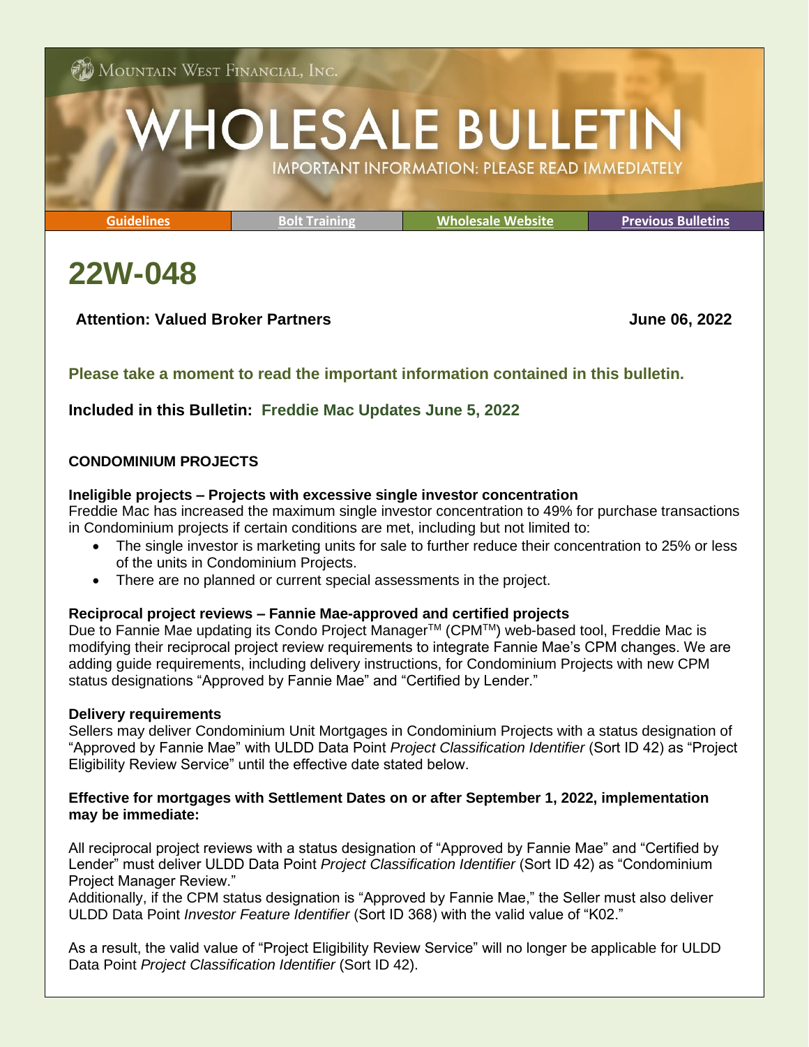Mountain West Financial, Inc.

# WHOLESALE BULLETIN

IMPORTANT INFORMATION: PLEASE READ IMMEDIATELY

| Guidelines | Bolt Training | Wholesale Website | Previous Bulletins |
|---|---|---|---|

# 22W-048

**Attention: Valued Broker Partners** **June 06, 2022**

**Please take a moment to read the important information contained in this bulletin.**

**Included in this Bulletin: Freddie Mac Updates June 5, 2022**

## CONDOMINIUM PROJECTS

**Ineligible projects – Projects with excessive single investor concentration**

Freddie Mac has increased the maximum single investor concentration to 49% for purchase transactions in Condominium projects if certain conditions are met, including but not limited to:

- The single investor is marketing units for sale to further reduce their concentration to 25% or less of the units in Condominium Projects.
- There are no planned or current special assessments in the project.

**Reciprocal project reviews – Fannie Mae-approved and certified projects**

Due to Fannie Mae updating its Condo Project Manager[TM] (CPM[TM]) web-based tool, Freddie Mac is modifying their reciprocal project review requirements to integrate Fannie Mae's CPM changes. We are adding guide requirements, including delivery instructions, for Condominium Projects with new CPM status designations "Approved by Fannie Mae" and "Certified by Lender."

**Delivery requirements**

Sellers may deliver Condominium Unit Mortgages in Condominium Projects with a status designation of "Approved by Fannie Mae" with ULDD Data Point *Project Classification Identifier* (Sort ID 42) as "Project Eligibility Review Service" until the effective date stated below.

**Effective for mortgages with Settlement Dates on or after September 1, 2022, implementation may be immediate:**

All reciprocal project reviews with a status designation of "Approved by Fannie Mae" and "Certified by Lender" must deliver ULDD Data Point *Project Classification Identifier* (Sort ID 42) as "Condominium Project Manager Review."
Additionally, if the CPM status designation is "Approved by Fannie Mae," the Seller must also deliver ULDD Data Point *Investor Feature Identifier* (Sort ID 368) with the valid value of "K02."

As a result, the valid value of "Project Eligibility Review Service" will no longer be applicable for ULDD Data Point *Project Classification Identifier* (Sort ID 42).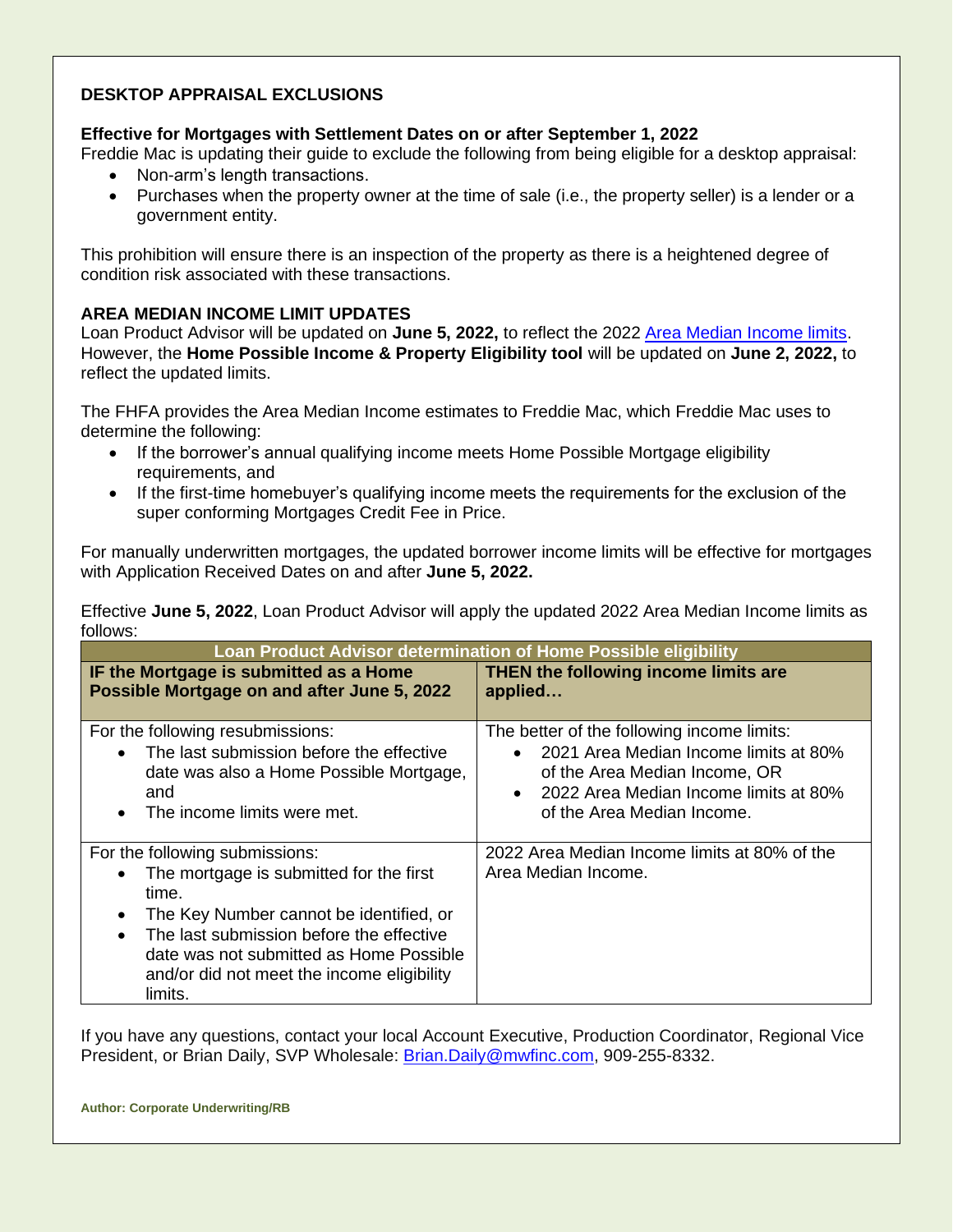## DESKTOP APPRAISAL EXCLUSIONS

**Effective for Mortgages with Settlement Dates on or after September 1, 2022**

Freddie Mac is updating their guide to exclude the following from being eligible for a desktop appraisal:

- Non-arm's length transactions.
- Purchases when the property owner at the time of sale (i.e., the property seller) is a lender or a government entity.

This prohibition will ensure there is an inspection of the property as there is a heightened degree of condition risk associated with these transactions.

## AREA MEDIAN INCOME LIMIT UPDATES

Loan Product Advisor will be updated on **June 5, 2022,** to reflect the 2022 Area Median Income limits. However, the **Home Possible Income & Property Eligibility tool** will be updated on **June 2, 2022,** to reflect the updated limits.

The FHFA provides the Area Median Income estimates to Freddie Mac, which Freddie Mac uses to determine the following:

- If the borrower's annual qualifying income meets Home Possible Mortgage eligibility requirements, and
- If the first-time homebuyer's qualifying income meets the requirements for the exclusion of the super conforming Mortgages Credit Fee in Price.

For manually underwritten mortgages, the updated borrower income limits will be effective for mortgages with Application Received Dates on and after **June 5, 2022.**

Effective **June 5, 2022**, Loan Product Advisor will apply the updated 2022 Area Median Income limits as follows:

| Loan Product Advisor determination of Home Possible eligibility | |
|---|---|
| **IF the Mortgage is submitted as a Home Possible Mortgage on and after June 5, 2022** | **THEN the following income limits are applied…** |
| For the following resubmissions:<br>• The last submission before the effective date was also a Home Possible Mortgage, and<br>• The income limits were met. | The better of the following income limits:<br>• 2021 Area Median Income limits at 80% of the Area Median Income, OR<br>• 2022 Area Median Income limits at 80% of the Area Median Income. |
| For the following submissions:<br>• The mortgage is submitted for the first time.<br>• The Key Number cannot be identified, or<br>• The last submission before the effective date was not submitted as Home Possible and/or did not meet the income eligibility limits. | 2022 Area Median Income limits at 80% of the Area Median Income. |

If you have any questions, contact your local Account Executive, Production Coordinator, Regional Vice President, or Brian Daily, SVP Wholesale: Brian.Daily@mwfinc.com, 909-255-8332.

**Author: Corporate Underwriting/RB**